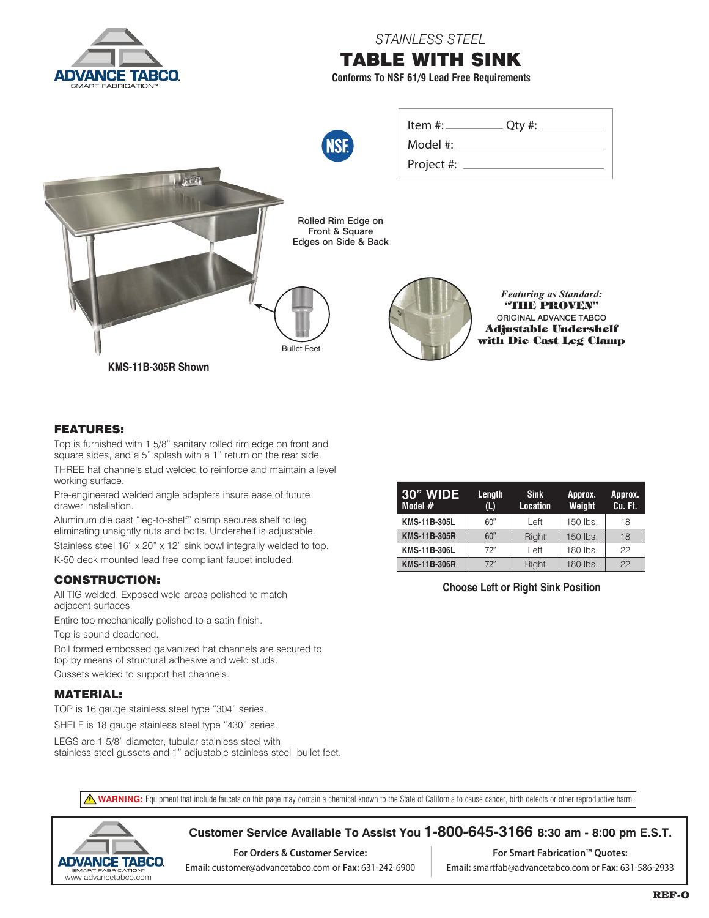# STAINLESS STEEL

# TABLE WITH SINK

**Conforms To NSF 61/9 Lead Free Requirements**

Item #: __________ Qty #: __________

Model #: __________

Project #: __________

Rolled Rim Edge on Front & Square Edges on Side & Back

Bullet Feet

*Featuring as Standard:*
**"THE PROVEN"**
ORIGINAL ADVANCE TABCO
**Adjustable Undershelf with Die Cast Leg Clamp**

**KMS-11B-305R Shown**

## FEATURES:

Top is furnished with 1 5/8" sanitary rolled rim edge on front and square sides, and a 5" splash with a 1" return on the rear side.

THREE hat channels stud welded to reinforce and maintain a level working surface.

Pre-engineered welded angle adapters insure ease of future drawer installation.

Aluminum die cast "leg-to-shelf" clamp secures shelf to leg eliminating unsightly nuts and bolts. Undershelf is adjustable.

Stainless steel 16" x 20" x 12" sink bowl integrally welded to top.

K-50 deck mounted lead free compliant faucet included.

## CONSTRUCTION:

All TIG welded. Exposed weld areas polished to match adjacent surfaces.

Entire top mechanically polished to a satin finish.

Top is sound deadened.

Roll formed embossed galvanized hat channels are secured to top by means of structural adhesive and weld studs.

Gussets welded to support hat channels.

## MATERIAL:

TOP is 16 gauge stainless steel type "304" series.

SHELF is 18 gauge stainless steel type "430" series.

LEGS are 1 5/8" diameter, tubular stainless steel with stainless steel gussets and 1" adjustable stainless steel bullet feet.

| 30" WIDE Model # | Length (L) | Sink Location | Approx. Weight | Approx. Cu. Ft. |
|---|---|---|---|---|
| KMS-11B-305L | 60" | Left | 150 lbs. | 18 |
| KMS-11B-305R | 60" | Right | 150 lbs. | 18 |
| KMS-11B-306L | 72" | Left | 180 lbs. | 22 |
| KMS-11B-306R | 72" | Right | 180 lbs. | 22 |

**Choose Left or Right Sink Position**

⚠ **WARNING:** Equipment that include faucets on this page may contain a chemical known to the State of California to cause cancer, birth defects or other reproductive harm.

**Customer Service Available To Assist You 1-800-645-3166 8:30 am - 8:00 pm E.S.T.**

**For Orders & Customer Service:**
**Email:** customer@advancetabco.com or **Fax:** 631-242-6900

**For Smart Fabrication™ Quotes:**
**Email:** smartfab@advancetabco.com or **Fax:** 631-586-2933

www.advancetabco.com

REF-O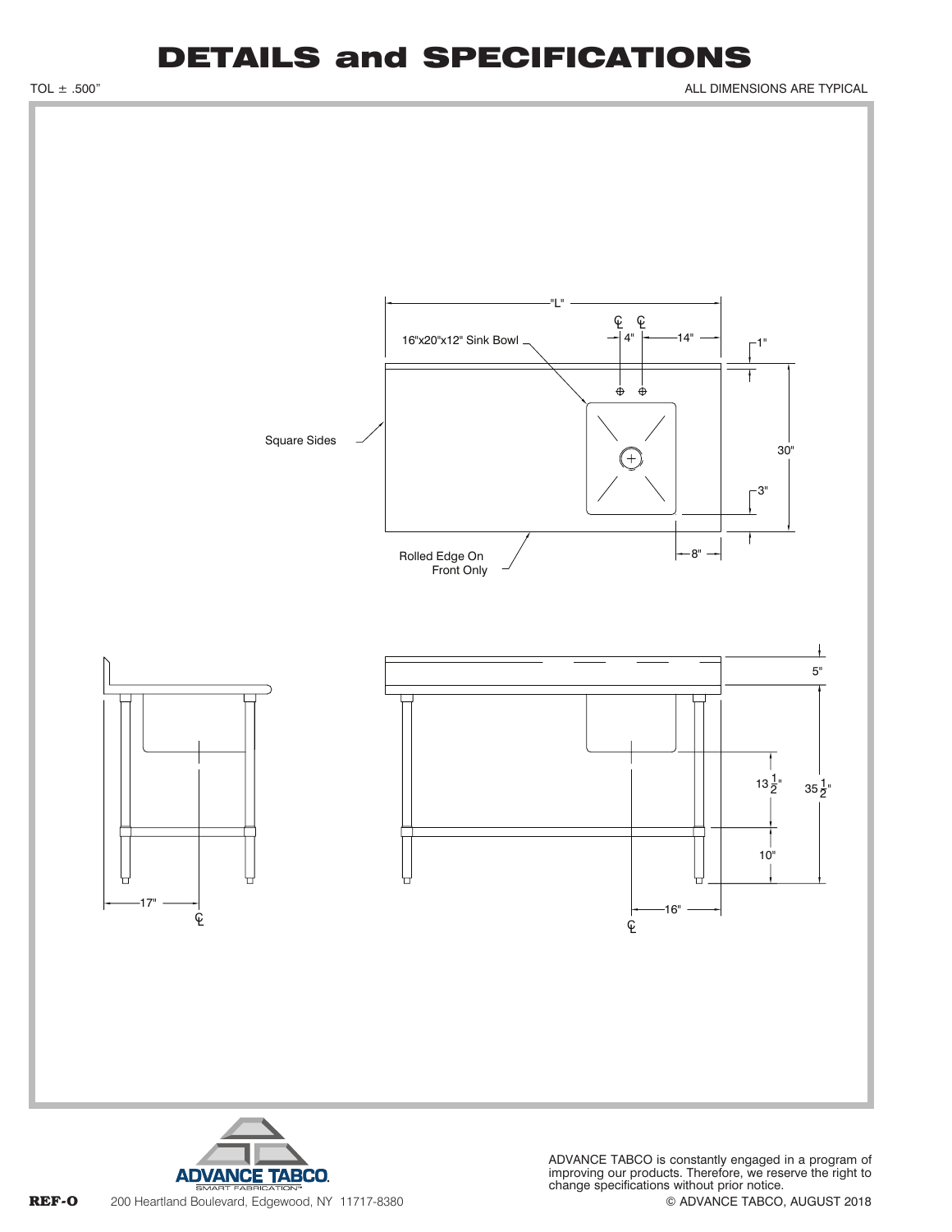# DETAILS and SPECIFICATIONS

TOL ± .500"

ALL DIMENSIONS ARE TYPICAL

"L"

16"x20"x12" Sink Bowl

4"

14"

1"

Square Sides

30"

3"

Rolled Edge On Front Only

8"

5"

$13\frac{1}{2}$"

$35\frac{1}{2}$"

10"

17"

16"

ADVANCE TABCO is constantly engaged in a program of improving our products. Therefore, we reserve the right to change specifications without prior notice.

© ADVANCE TABCO, AUGUST 2018

**REF-O**

200 Heartland Boulevard, Edgewood, NY 11717-8380